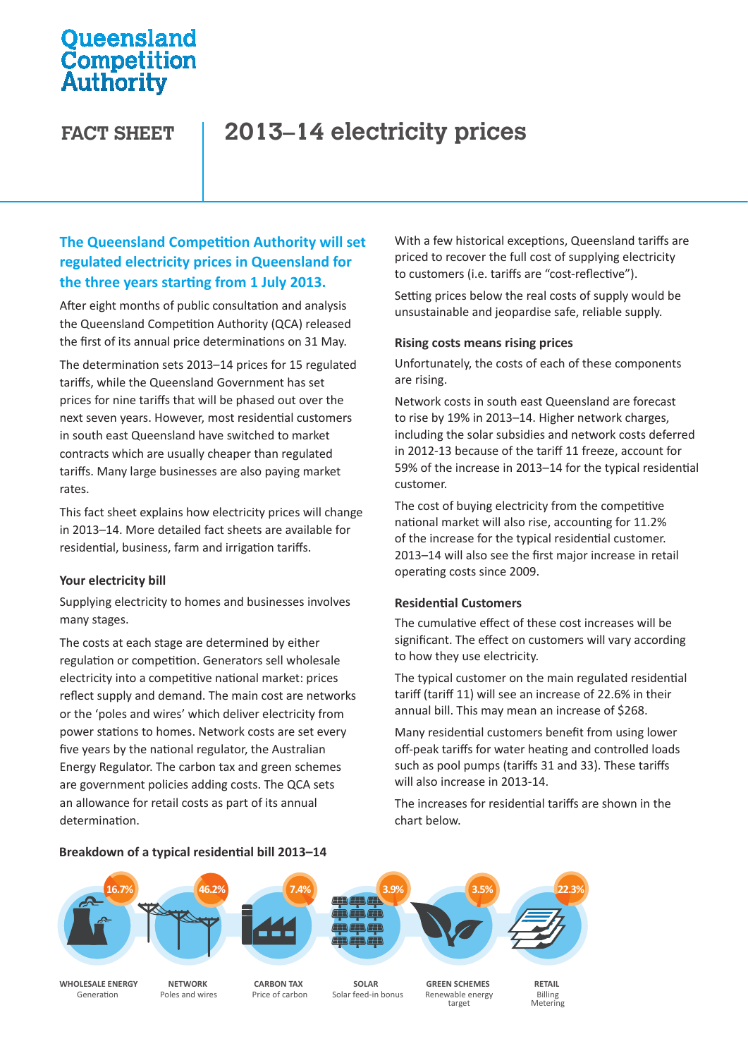Queensland Competition Authority

# FACT SHEET | 2013–14 electricity prices

## The Queensland Competition Authority will set regulated electricity prices in Queensland for the three years starting from 1 July 2013.

After eight months of public consultation and analysis the Queensland Competition Authority (QCA) released the first of its annual price determinations on 31 May.

The determination sets 2013–14 prices for 15 regulated tariffs, while the Queensland Government has set prices for nine tariffs that will be phased out over the next seven years. However, most residential customers in south east Queensland have switched to market contracts which are usually cheaper than regulated tariffs. Many large businesses are also paying market rates.

This fact sheet explains how electricity prices will change in 2013–14. More detailed fact sheets are available for residential, business, farm and irrigation tariffs.

### Your electricity bill

Supplying electricity to homes and businesses involves many stages.

The costs at each stage are determined by either regulation or competition. Generators sell wholesale electricity into a competitive national market: prices reflect supply and demand. The main cost are networks or the 'poles and wires' which deliver electricity from power stations to homes. Network costs are set every five years by the national regulator, the Australian Energy Regulator. The carbon tax and green schemes are government policies adding costs. The QCA sets an allowance for retail costs as part of its annual determination.

With a few historical exceptions, Queensland tariffs are priced to recover the full cost of supplying electricity to customers (i.e. tariffs are "cost-reflective").

Setting prices below the real costs of supply would be unsustainable and jeopardise safe, reliable supply.

### Rising costs means rising prices

Unfortunately, the costs of each of these components are rising.

Network costs in south east Queensland are forecast to rise by 19% in 2013–14. Higher network charges, including the solar subsidies and network costs deferred in 2012-13 because of the tariff 11 freeze, account for 59% of the increase in 2013–14 for the typical residential customer.

The cost of buying electricity from the competitive national market will also rise, accounting for 11.2% of the increase for the typical residential customer. 2013–14 will also see the first major increase in retail operating costs since 2009.

### Residential Customers

The cumulative effect of these cost increases will be significant. The effect on customers will vary according to how they use electricity.

The typical customer on the main regulated residential tariff (tariff 11) will see an increase of 22.6% in their annual bill. This may mean an increase of $268.

Many residential customers benefit from using lower off-peak tariffs for water heating and controlled loads such as pool pumps (tariffs 31 and 33). These tariffs will also increase in 2013-14.

The increases for residential tariffs are shown in the chart below.

### Breakdown of a typical residential bill 2013–14

| Component | Description | Share |
| --- | --- | --- |
| WHOLESALE ENERGY | Generation | 16.7% |
| NETWORK | Poles and wires | 46.2% |
| CARBON TAX | Price of carbon | 7.4% |
| SOLAR | Solar feed-in bonus | 3.9% |
| GREEN SCHEMES | Renewable energy target | 3.5% |
| RETAIL | Billing Metering | 22.3% |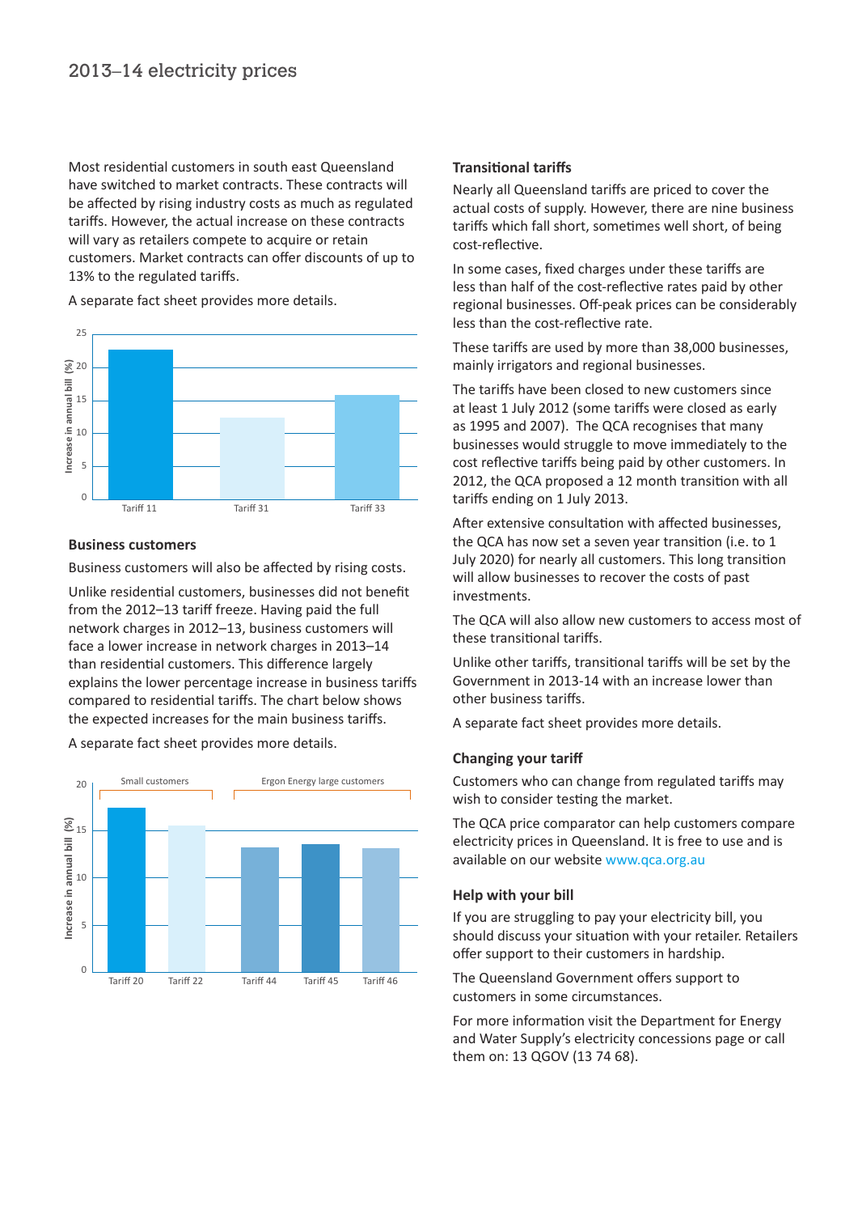# 2013–14 electricity prices

Most residential customers in south east Queensland have switched to market contracts. These contracts will be affected by rising industry costs as much as regulated tariffs. However, the actual increase on these contracts will vary as retailers compete to acquire or retain customers. Market contracts can offer discounts of up to 13% to the regulated tariffs.

A separate fact sheet provides more details.

Increase in annual bill (%)
0
5
10
15
20
25
Tariff 11
Tariff 31
Tariff 33

### Business customers

Business customers will also be affected by rising costs.

Unlike residential customers, businesses did not benefit from the 2012–13 tariff freeze. Having paid the full network charges in 2012–13, business customers will face a lower increase in network charges in 2013–14 than residential customers. This difference largely explains the lower percentage increase in business tariffs compared to residential tariffs. The chart below shows the expected increases for the main business tariffs.

A separate fact sheet provides more details.

Small customers
Ergon Energy large customers
Increase in annual bill (%)
0
5
10
15
20
Tariff 20
Tariff 22
Tariff 44
Tariff 45
Tariff 46

### Transitional tariffs

Nearly all Queensland tariffs are priced to cover the actual costs of supply. However, there are nine business tariffs which fall short, sometimes well short, of being cost-reflective.

In some cases, fixed charges under these tariffs are less than half of the cost-reflective rates paid by other regional businesses. Off-peak prices can be considerably less than the cost-reflective rate.

These tariffs are used by more than 38,000 businesses, mainly irrigators and regional businesses.

The tariffs have been closed to new customers since at least 1 July 2012 (some tariffs were closed as early as 1995 and 2007). The QCA recognises that many businesses would struggle to move immediately to the cost reflective tariffs being paid by other customers. In 2012, the QCA proposed a 12 month transition with all tariffs ending on 1 July 2013.

After extensive consultation with affected businesses, the QCA has now set a seven year transition (i.e. to 1 July 2020) for nearly all customers. This long transition will allow businesses to recover the costs of past investments.

The QCA will also allow new customers to access most of these transitional tariffs.

Unlike other tariffs, transitional tariffs will be set by the Government in 2013-14 with an increase lower than other business tariffs.

A separate fact sheet provides more details.

### Changing your tariff

Customers who can change from regulated tariffs may wish to consider testing the market.

The QCA price comparator can help customers compare electricity prices in Queensland. It is free to use and is available on our website www.qca.org.au

### Help with your bill

If you are struggling to pay your electricity bill, you should discuss your situation with your retailer. Retailers offer support to their customers in hardship.

The Queensland Government offers support to customers in some circumstances.

For more information visit the Department for Energy and Water Supply's electricity concessions page or call them on: 13 QGOV (13 74 68).